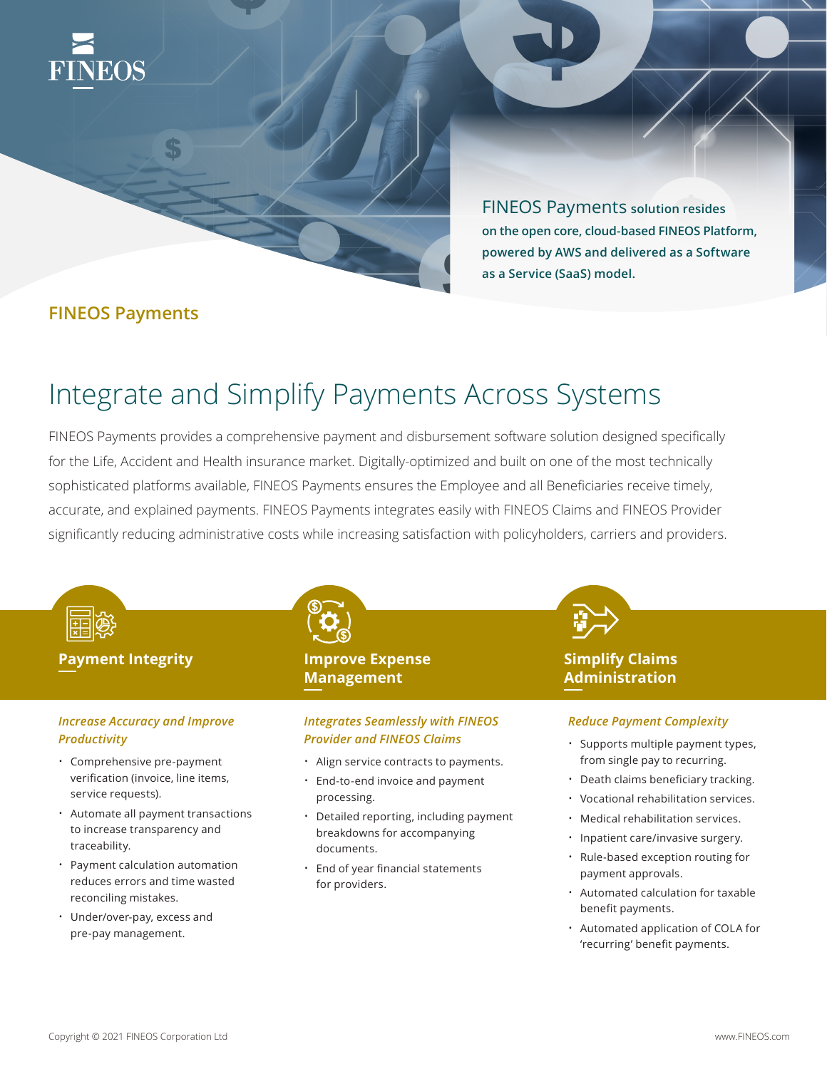FINEOS Payments solution resides on the open core, cloud-based FINEOS Platform, powered by AWS and delivered as a Software as a Service (SaaS) model.

## FINEOS Payments

# Integrate and Simplify Payments Across Systems

FINEOS Payments provides a comprehensive payment and disbursement software solution designed specifically for the Life, Accident and Health insurance market. Digitally-optimized and built on one of the most technically sophisticated platforms available, FINEOS Payments ensures the Employee and all Beneficiaries receive timely, accurate, and explained payments. FINEOS Payments integrates easily with FINEOS Claims and FINEOS Provider significantly reducing administrative costs while increasing satisfaction with policyholders, carriers and providers.

### Payment Integrity

*Increase Accuracy and Improve Productivity*

- Comprehensive pre-payment verification (invoice, line items, service requests).
- Automate all payment transactions to increase transparency and traceability.
- Payment calculation automation reduces errors and time wasted reconciling mistakes.
- Under/over-pay, excess and pre-pay management.

### Improve Expense Management

*Integrates Seamlessly with FINEOS Provider and FINEOS Claims*

- Align service contracts to payments.
- End-to-end invoice and payment processing.
- Detailed reporting, including payment breakdowns for accompanying documents.
- End of year financial statements for providers.

### Simplify Claims Administration

*Reduce Payment Complexity*

- Supports multiple payment types, from single pay to recurring.
- Death claims beneficiary tracking.
- Vocational rehabilitation services.
- Medical rehabilitation services.
- Inpatient care/invasive surgery.
- Rule-based exception routing for payment approvals.
- Automated calculation for taxable benefit payments.
- Automated application of COLA for 'recurring' benefit payments.

Copyright © 2021 FINEOS Corporation Ltd

www.FINEOS.com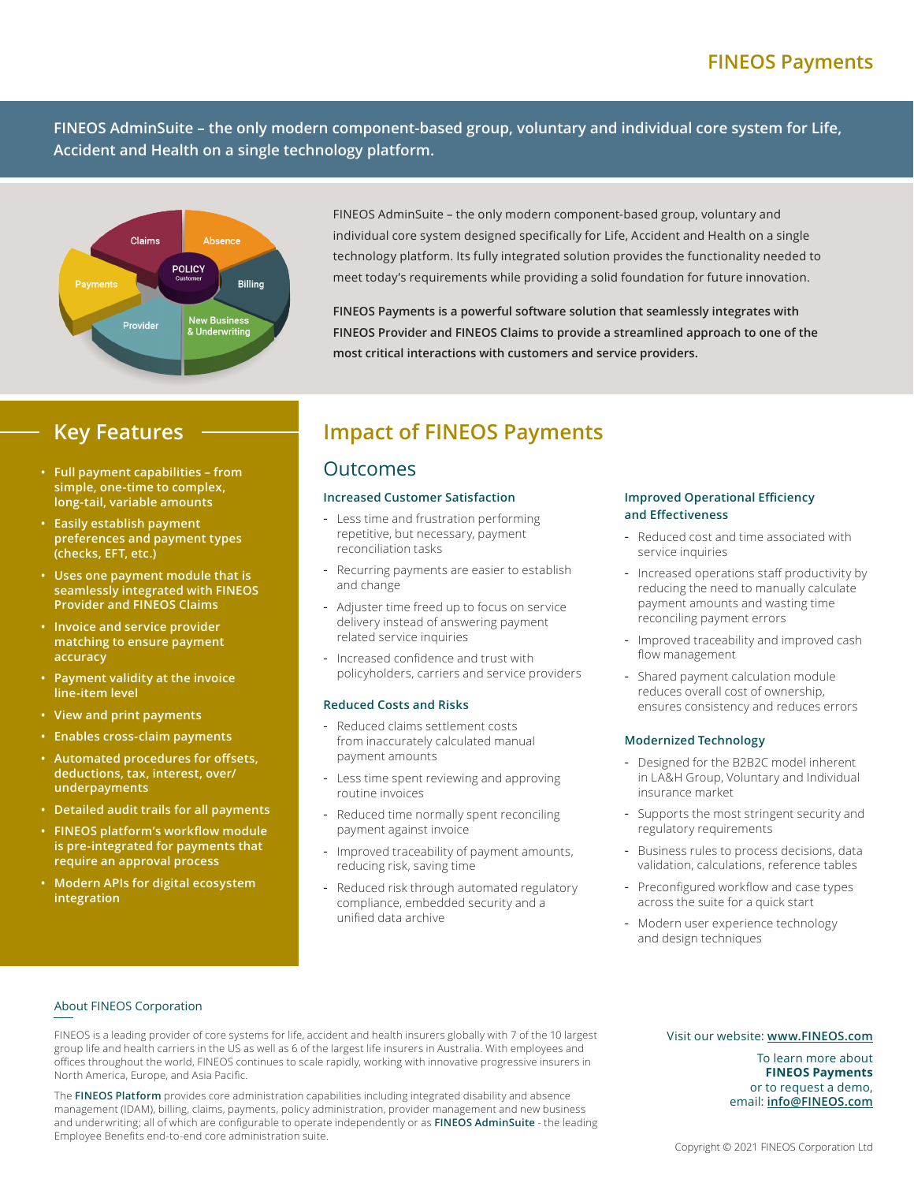# FINEOS Payments

**FINEOS AdminSuite – the only modern component-based group, voluntary and individual core system for Life, Accident and Health on a single technology platform.**

Claims
Absence
POLICY
Customer
Payments
Billing
Provider
New Business & Underwriting

FINEOS AdminSuite – the only modern component-based group, voluntary and individual core system designed specifically for Life, Accident and Health on a single technology platform. Its fully integrated solution provides the functionality needed to meet today's requirements while providing a solid foundation for future innovation.

**FINEOS Payments is a powerful software solution that seamlessly integrates with FINEOS Provider and FINEOS Claims to provide a streamlined approach to one of the most critical interactions with customers and service providers.**

## Key Features

- Full payment capabilities – from simple, one-time to complex, long-tail, variable amounts
- Easily establish payment preferences and payment types (checks, EFT, etc.)
- Uses one payment module that is seamlessly integrated with FINEOS Provider and FINEOS Claims
- Invoice and service provider matching to ensure payment accuracy
- Payment validity at the invoice line-item level
- View and print payments
- Enables cross-claim payments
- Automated procedures for offsets, deductions, tax, interest, over/underpayments
- Detailed audit trails for all payments
- FINEOS platform's workflow module is pre-integrated for payments that require an approval process
- Modern APIs for digital ecosystem integration

## Impact of FINEOS Payments

### Outcomes

#### Increased Customer Satisfaction

- Less time and frustration performing repetitive, but necessary, payment reconciliation tasks
- Recurring payments are easier to establish and change
- Adjuster time freed up to focus on service delivery instead of answering payment related service inquiries
- Increased confidence and trust with policyholders, carriers and service providers

#### Reduced Costs and Risks

- Reduced claims settlement costs from inaccurately calculated manual payment amounts
- Less time spent reviewing and approving routine invoices
- Reduced time normally spent reconciling payment against invoice
- Improved traceability of payment amounts, reducing risk, saving time
- Reduced risk through automated regulatory compliance, embedded security and a unified data archive

#### Improved Operational Efficiency and Effectiveness

- Reduced cost and time associated with service inquiries
- Increased operations staff productivity by reducing the need to manually calculate payment amounts and wasting time reconciling payment errors
- Improved traceability and improved cash flow management
- Shared payment calculation module reduces overall cost of ownership, ensures consistency and reduces errors

#### Modernized Technology

- Designed for the B2B2C model inherent in LA&H Group, Voluntary and Individual insurance market
- Supports the most stringent security and regulatory requirements
- Business rules to process decisions, data validation, calculations, reference tables
- Preconfigured workflow and case types across the suite for a quick start
- Modern user experience technology and design techniques

#### About FINEOS Corporation

FINEOS is a leading provider of core systems for life, accident and health insurers globally with 7 of the 10 largest group life and health carriers in the US as well as 6 of the largest life insurers in Australia. With employees and offices throughout the world, FINEOS continues to scale rapidly, working with innovative progressive insurers in North America, Europe, and Asia Pacific.

The **FINEOS Platform** provides core administration capabilities including integrated disability and absence management (IDAM), billing, claims, payments, policy administration, provider management and new business and underwriting; all of which are configurable to operate independently or as **FINEOS AdminSuite** - the leading Employee Benefits end-to-end core administration suite.

Visit our website: **www.FINEOS.com**

To learn more about **FINEOS Payments** or to request a demo, email: **info@FINEOS.com**

Copyright © 2021 FINEOS Corporation Ltd